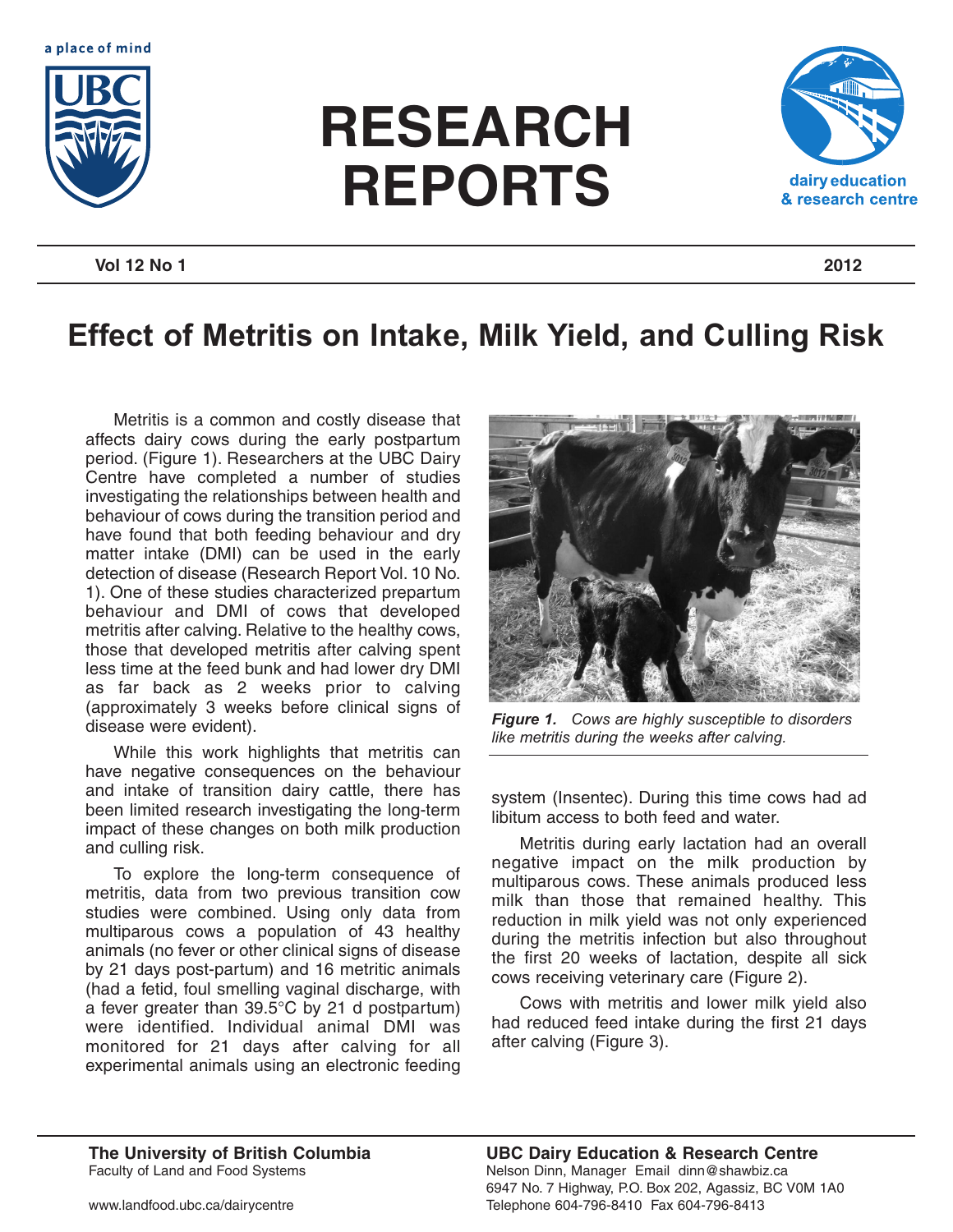# RESEARCH REPORTS

**Vol 12 No 1** **2012**

# Effect of Metritis on Intake, Milk Yield, and Culling Risk

Metritis is a common and costly disease that affects dairy cows during the early postpartum period. (Figure 1). Researchers at the UBC Dairy Centre have completed a number of studies investigating the relationships between health and behaviour of cows during the transition period and have found that both feeding behaviour and dry matter intake (DMI) can be used in the early detection of disease (Research Report Vol. 10 No. 1). One of these studies characterized prepartum behaviour and DMI of cows that developed metritis after calving. Relative to the healthy cows, those that developed metritis after calving spent less time at the feed bunk and had lower dry DMI as far back as 2 weeks prior to calving (approximately 3 weeks before clinical signs of disease were evident).

While this work highlights that metritis can have negative consequences on the behaviour and intake of transition dairy cattle, there has been limited research investigating the long-term impact of these changes on both milk production and culling risk.

To explore the long-term consequence of metritis, data from two previous transition cow studies were combined. Using only data from multiparous cows a population of 43 healthy animals (no fever or other clinical signs of disease by 21 days post-partum) and 16 metritic animals (had a fetid, foul smelling vaginal discharge, with a fever greater than 39.5°C by 21 d postpartum) were identified. Individual animal DMI was monitored for 21 days after calving for all experimental animals using an electronic feeding system (Insentec). During this time cows had ad libitum access to both feed and water.

*Figure 1. Cows are highly susceptible to disorders like metritis during the weeks after calving.*

Metritis during early lactation had an overall negative impact on the milk production by multiparous cows. These animals produced less milk than those that remained healthy. This reduction in milk yield was not only experienced during the metritis infection but also throughout the first 20 weeks of lactation, despite all sick cows receiving veterinary care (Figure 2).

Cows with metritis and lower milk yield also had reduced feed intake during the first 21 days after calving (Figure 3).

**The University of British Columbia**
Faculty of Land and Food Systems

www.landfood.ubc.ca/dairycentre

**UBC Dairy Education & Research Centre**
Nelson Dinn, Manager Email dinn@shawbiz.ca
6947 No. 7 Highway, P.O. Box 202, Agassiz, BC V0M 1A0
Telephone 604-796-8410 Fax 604-796-8413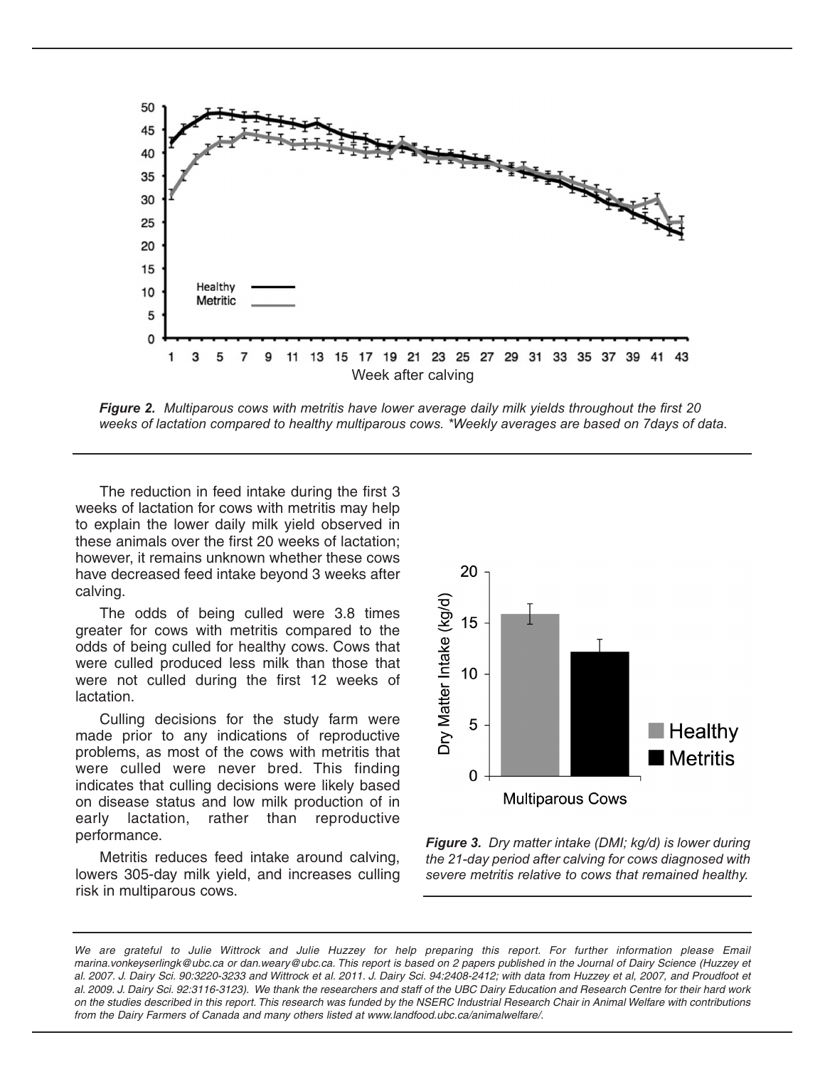50
45
40
35
30
25
20
15
10
5
0

Healthy
Metritic

1 3 5 7 9 11 13 15 17 19 21 23 25 27 29 31 33 35 37 39 41 43

Week after calving

***Figure 2.*** *Multiparous cows with metritis have lower average daily milk yields throughout the first 20 weeks of lactation compared to healthy multiparous cows. \*Weekly averages are based on 7days of data.*

The reduction in feed intake during the first 3 weeks of lactation for cows with metritis may help to explain the lower daily milk yield observed in these animals over the first 20 weeks of lactation; however, it remains unknown whether these cows have decreased feed intake beyond 3 weeks after calving.

The odds of being culled were 3.8 times greater for cows with metritis compared to the odds of being culled for healthy cows. Cows that were culled produced less milk than those that were not culled during the first 12 weeks of lactation.

Culling decisions for the study farm were made prior to any indications of reproductive problems, as most of the cows with metritis that were culled were never bred. This finding indicates that culling decisions were likely based on disease status and low milk production of in early lactation, rather than reproductive performance.

Metritis reduces feed intake around calving, lowers 305-day milk yield, and increases culling risk in multiparous cows.

Dry Matter Intake (kg/d)

20
15
10
5
0

Healthy
Metritis

Multiparous Cows

***Figure 3.*** *Dry matter intake (DMI; kg/d) is lower during the 21-day period after calving for cows diagnosed with severe metritis relative to cows that remained healthy.*

*We are grateful to Julie Wittrock and Julie Huzzey for help preparing this report. For further information please Email marina.vonkeyserlingk@ubc.ca or dan.weary@ubc.ca. This report is based on 2 papers published in the Journal of Dairy Science (Huzzey et al. 2007. J. Dairy Sci. 90:3220-3233 and Wittrock et al. 2011. J. Dairy Sci. 94:2408-2412; with data from Huzzey et al, 2007, and Proudfoot et al. 2009. J. Dairy Sci. 92:3116-3123). We thank the researchers and staff of the UBC Dairy Education and Research Centre for their hard work on the studies described in this report. This research was funded by the NSERC Industrial Research Chair in Animal Welfare with contributions from the Dairy Farmers of Canada and many others listed at www.landfood.ubc.ca/animalwelfare/.*